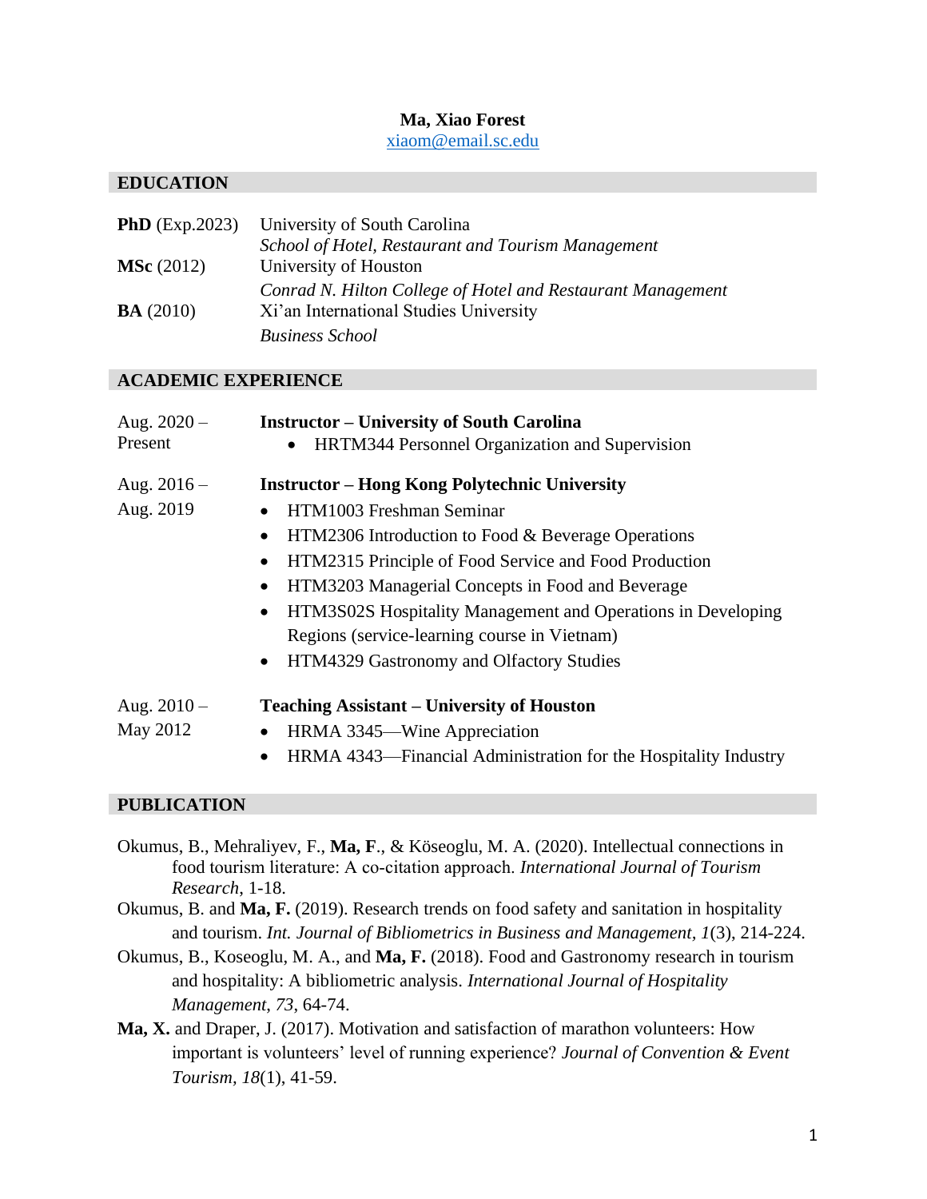**Ma, Xiao Forest**

xiaom@email.sc.edu

## EDUCATION

| | |
|---|---|
| **PhD** (Exp.2023) | University of South Carolina<br>*School of Hotel, Restaurant and Tourism Management* |
| **MSc** (2012) | University of Houston<br>*Conrad N. Hilton College of Hotel and Restaurant Management* |
| **BA** (2010) | Xi'an International Studies University<br>*Business School* |

## ACADEMIC EXPERIENCE

Aug. 2020 – Present

**Instructor – University of South Carolina**

- HRTM344 Personnel Organization and Supervision

Aug. 2016 – Aug. 2019

**Instructor – Hong Kong Polytechnic University**

- HTM1003 Freshman Seminar
- HTM2306 Introduction to Food & Beverage Operations
- HTM2315 Principle of Food Service and Food Production
- HTM3203 Managerial Concepts in Food and Beverage
- HTM3S02S Hospitality Management and Operations in Developing Regions (service-learning course in Vietnam)
- HTM4329 Gastronomy and Olfactory Studies

Aug. 2010 – May 2012

**Teaching Assistant – University of Houston**

- HRMA 3345—Wine Appreciation
- HRMA 4343—Financial Administration for the Hospitality Industry

## PUBLICATION

Okumus, B., Mehraliyev, F., **Ma, F**., & Köseoglu, M. A. (2020). Intellectual connections in food tourism literature: A co-citation approach. *International Journal of Tourism Research*, 1-18.

Okumus, B. and **Ma, F.** (2019). Research trends on food safety and sanitation in hospitality and tourism. *Int. Journal of Bibliometrics in Business and Management*, *1*(3), 214-224.

Okumus, B., Koseoglu, M. A., and **Ma, F.** (2018). Food and Gastronomy research in tourism and hospitality: A bibliometric analysis. *International Journal of Hospitality Management*, *73*, 64-74.

**Ma, X.** and Draper, J. (2017). Motivation and satisfaction of marathon volunteers: How important is volunteers' level of running experience? *Journal of Convention & Event Tourism*, *18*(1), 41-59.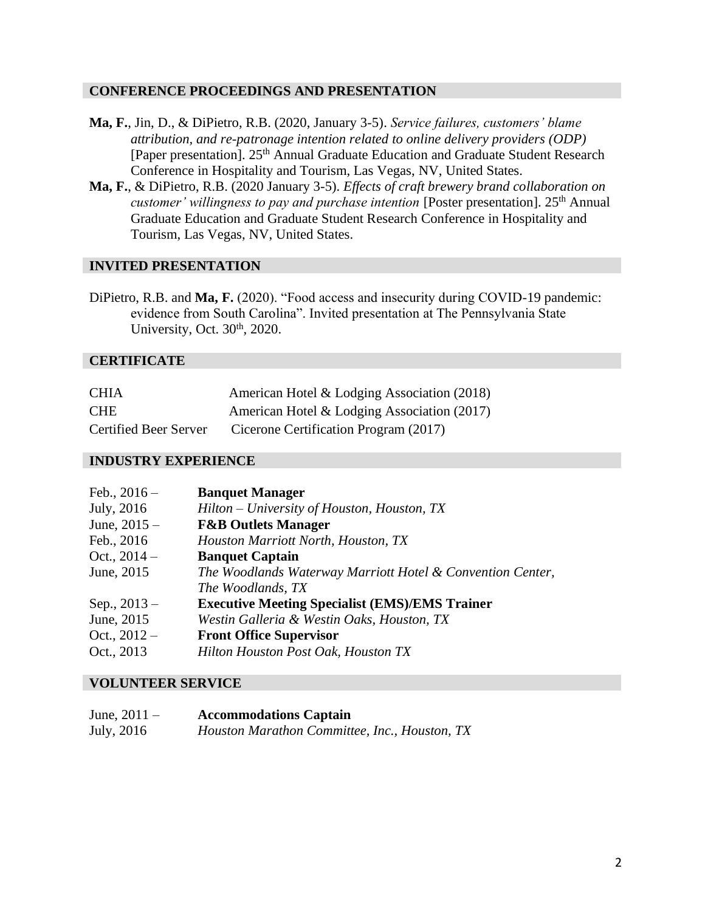## CONFERENCE PROCEEDINGS AND PRESENTATION

**Ma, F.**, Jin, D., & DiPietro, R.B. (2020, January 3-5). *Service failures, customers' blame attribution, and re-patronage intention related to online delivery providers (ODP)* [Paper presentation]. 25th Annual Graduate Education and Graduate Student Research Conference in Hospitality and Tourism, Las Vegas, NV, United States.

**Ma, F.**, & DiPietro, R.B. (2020 January 3-5). *Effects of craft brewery brand collaboration on customer' willingness to pay and purchase intention* [Poster presentation]. 25th Annual Graduate Education and Graduate Student Research Conference in Hospitality and Tourism, Las Vegas, NV, United States.

## INVITED PRESENTATION

DiPietro, R.B. and **Ma, F.** (2020). "Food access and insecurity during COVID-19 pandemic: evidence from South Carolina". Invited presentation at The Pennsylvania State University, Oct. 30th, 2020.

## CERTIFICATE

| | |
|---|---|
| CHIA | American Hotel & Lodging Association (2018) |
| CHE | American Hotel & Lodging Association (2017) |
| Certified Beer Server | Cicerone Certification Program (2017) |

## INDUSTRY EXPERIENCE

| | |
|---|---|
| Feb., 2016 – July, 2016 | **Banquet Manager**<br>*Hilton – University of Houston, Houston, TX* |
| June, 2015 – Feb., 2016 | **F&B Outlets Manager**<br>*Houston Marriott North, Houston, TX* |
| Oct., 2014 – June, 2015 | **Banquet Captain**<br>*The Woodlands Waterway Marriott Hotel & Convention Center, The Woodlands, TX* |
| Sep., 2013 – June, 2015 | **Executive Meeting Specialist (EMS)/EMS Trainer**<br>*Westin Galleria & Westin Oaks, Houston, TX* |
| Oct., 2012 – Oct., 2013 | **Front Office Supervisor**<br>*Hilton Houston Post Oak, Houston TX* |

## VOLUNTEER SERVICE

| | |
|---|---|
| June, 2011 – July, 2016 | **Accommodations Captain**<br>*Houston Marathon Committee, Inc., Houston, TX* |